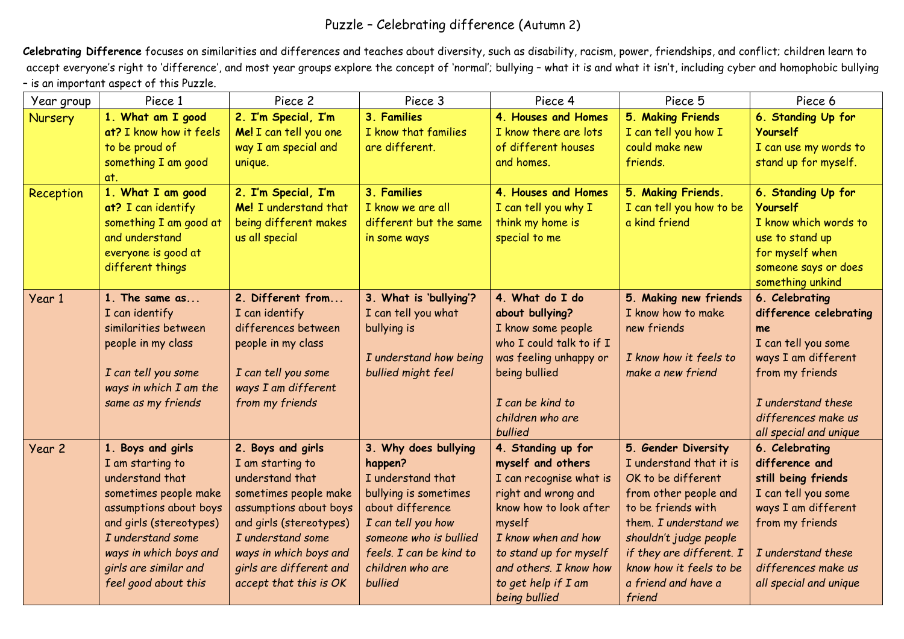# Puzzle – Celebrating difference (Autumn 2)

**Celebrating Difference** focuses on similarities and differences and teaches about diversity, such as disability, racism, power, friendships, and conflict; children learn to accept everyone's right to 'difference', and most year groups explore the concept of 'normal'; bullying – what it is and what it isn't, including cyber and homophobic bullying – is an important aspect of this Puzzle.

| Year group | Piece 1 | Piece 2 | Piece 3 | Piece 4 | Piece 5 | Piece 6 |
|---|---|---|---|---|---|---|
| Nursery | **1. What am I good at?** I know how it feels to be proud of something I am good at. | **2. I'm Special, I'm Me!** I can tell you one way I am special and unique. | **3. Families** I know that families are different. | **4. Houses and Homes** I know there are lots of different houses and homes. | **5. Making Friends** I can tell you how I could make new friends. | **6. Standing Up for Yourself** I can use my words to stand up for myself. |
| Reception | **1. What I am good at?** I can identify something I am good at and understand everyone is good at different things | **2. I'm Special, I'm Me!** I understand that being different makes us all special | **3. Families** I know we are all different but the same in some ways | **4. Houses and Homes** I can tell you why I think my home is special to me | **5. Making Friends.** I can tell you how to be a kind friend | **6. Standing Up for Yourself** I know which words to use to stand up for myself when someone says or does something unkind |
| Year 1 | **1. The same as...** I can identify similarities between people in my class<br><br>*I can tell you some ways in which I am the same as my friends* | **2. Different from...** I can identify differences between people in my class<br><br>*I can tell you some ways I am different from my friends* | **3. What is 'bullying'?** I can tell you what bullying is<br><br>*I understand how being bullied might feel* | **4. What do I do about bullying?** I know some people who I could talk to if I was feeling unhappy or being bullied<br><br>*I can be kind to children who are bullied* | **5. Making new friends** I know how to make new friends<br><br>*I know how it feels to make a new friend* | **6. Celebrating difference celebrating me** I can tell you some ways I am different from my friends<br><br>*I understand these differences make us all special and unique* |
| Year 2 | **1. Boys and girls** I am starting to understand that sometimes people make assumptions about boys and girls (stereotypes) *I understand some ways in which boys and girls are similar and feel good about this* | **2. Boys and girls** I am starting to understand that sometimes people make assumptions about boys and girls (stereotypes) *I understand some ways in which boys and girls are different and accept that this is OK* | **3. Why does bullying happen?** I understand that bullying is sometimes about difference *I can tell you how someone who is bullied feels. I can be kind to children who are bullied* | **4. Standing up for myself and others** I can recognise what is right and wrong and know how to look after myself *I know when and how to stand up for myself and others. I know how to get help if I am being bullied* | **5. Gender Diversity** I understand that it is OK to be different from other people and to be friends with them. *I understand we shouldn't judge people if they are different. I know how it feels to be a friend and have a friend* | **6. Celebrating difference and still being friends** I can tell you some ways I am different from my friends<br><br>*I understand these differences make us all special and unique* |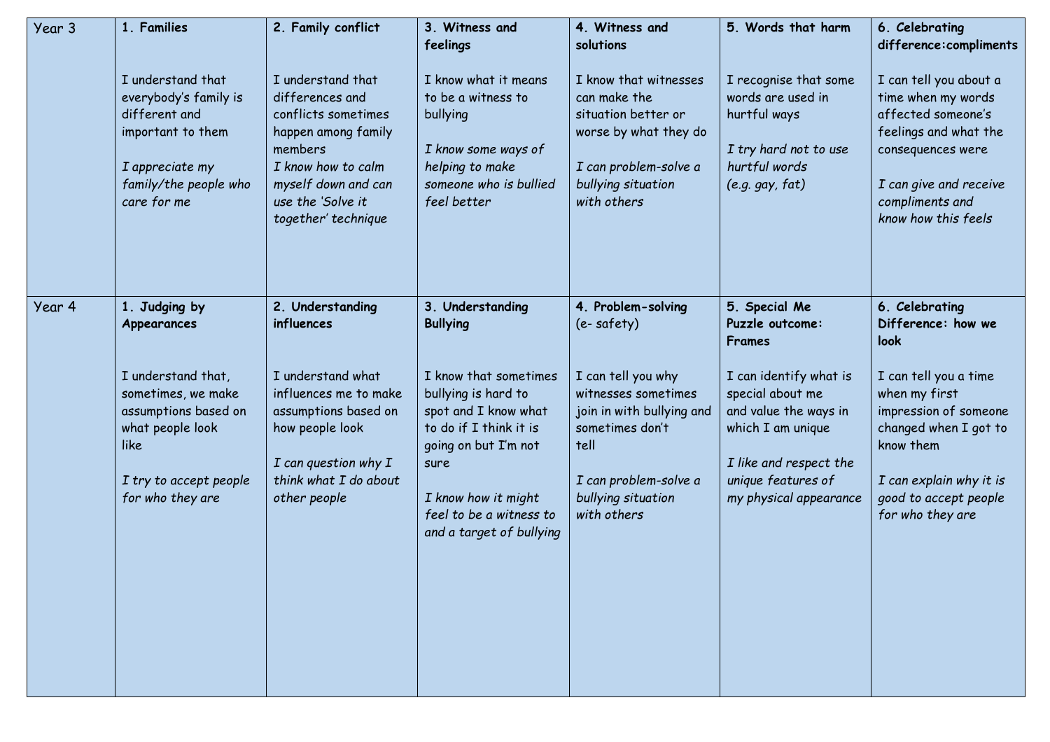| Year 3 | **1. Families**<br><br>I understand that everybody's family is different and important to them<br><br>*I appreciate my family/the people who care for me* | **2. Family conflict**<br><br>I understand that differences and conflicts sometimes happen among family members<br>*I know how to calm myself down and can use the 'Solve it together' technique* | **3. Witness and feelings**<br><br>I know what it means to be a witness to bullying<br><br>*I know some ways of helping to make someone who is bullied feel better* | **4. Witness and solutions**<br><br>I know that witnesses can make the situation better or worse by what they do<br><br>*I can problem-solve a bullying situation with others* | **5. Words that harm**<br><br>I recognise that some words are used in hurtful ways<br><br>*I try hard not to use hurtful words (e.g. gay, fat)* | **6. Celebrating difference:compliments**<br><br>I can tell you about a time when my words affected someone's feelings and what the consequences were<br><br>*I can give and receive compliments and know how this feels* |
|---|---|---|---|---|---|---|
| Year 4 | **1. Judging by Appearances**<br><br>I understand that, sometimes, we make assumptions based on what people look like<br><br>*I try to accept people for who they are* | **2. Understanding influences**<br><br>I understand what influences me to make assumptions based on how people look<br><br>*I can question why I think what I do about other people* | **3. Understanding Bullying**<br><br>I know that sometimes bullying is hard to spot and I know what to do if I think it is going on but I'm not sure<br><br>*I know how it might feel to be a witness to and a target of bullying* | **4. Problem-solving** (e- safety)<br><br>I can tell you why witnesses sometimes join in with bullying and sometimes don't tell<br><br>*I can problem-solve a bullying situation with others* | **5. Special Me Puzzle outcome: Frames**<br><br>I can identify what is special about me and value the ways in which I am unique<br><br>*I like and respect the unique features of my physical appearance* | **6. Celebrating Difference: how we look**<br><br>I can tell you a time when my first impression of someone changed when I got to know them<br><br>*I can explain why it is good to accept people for who they are* |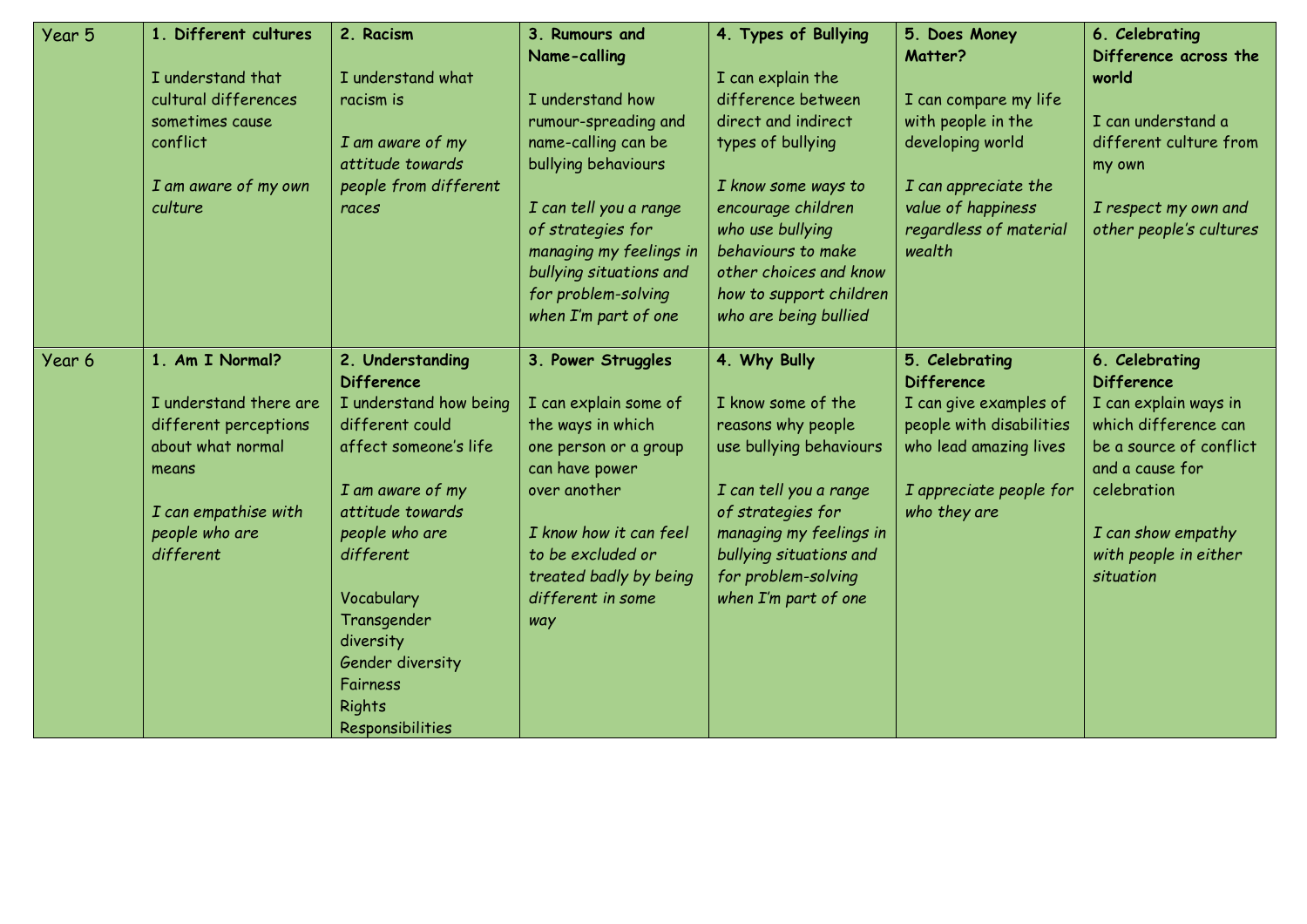| | | | | | | |
|---|---|---|---|---|---|---|
| Year 5 | **1. Different cultures**<br><br>I understand that cultural differences sometimes cause conflict<br><br>*I am aware of my own culture* | **2. Racism**<br><br>I understand what racism is<br><br>*I am aware of my attitude towards people from different races* | **3. Rumours and Name-calling**<br><br>I understand how rumour-spreading and name-calling can be bullying behaviours<br><br>*I can tell you a range of strategies for managing my feelings in bullying situations and for problem-solving when I'm part of one* | **4. Types of Bullying**<br><br>I can explain the difference between direct and indirect types of bullying<br><br>*I know some ways to encourage children who use bullying behaviours to make other choices and know how to support children who are being bullied* | **5. Does Money Matter?**<br><br>I can compare my life with people in the developing world<br><br>*I can appreciate the value of happiness regardless of material wealth* | **6. Celebrating Difference across the world**<br><br>I can understand a different culture from my own<br><br>*I respect my own and other people's cultures* |
| Year 6 | **1. Am I Normal?**<br><br>I understand there are different perceptions about what normal means<br><br>*I can empathise with people who are different* | **2. Understanding Difference**<br>I understand how being different could affect someone's life<br><br>*I am aware of my attitude towards people who are different*<br><br>Vocabulary<br>Transgender diversity<br>Gender diversity<br>Fairness<br>Rights<br>Responsibilities | **3. Power Struggles**<br><br>I can explain some of the ways in which one person or a group can have power over another<br><br>*I know how it can feel to be excluded or treated badly by being different in some way* | **4. Why Bully**<br><br>I know some of the reasons why people use bullying behaviours<br><br>*I can tell you a range of strategies for managing my feelings in bullying situations and for problem-solving when I'm part of one* | **5. Celebrating Difference**<br>I can give examples of people with disabilities who lead amazing lives<br><br>*I appreciate people for who they are* | **6. Celebrating Difference**<br>I can explain ways in which difference can be a source of conflict and a cause for celebration<br><br>*I can show empathy with people in either situation* |